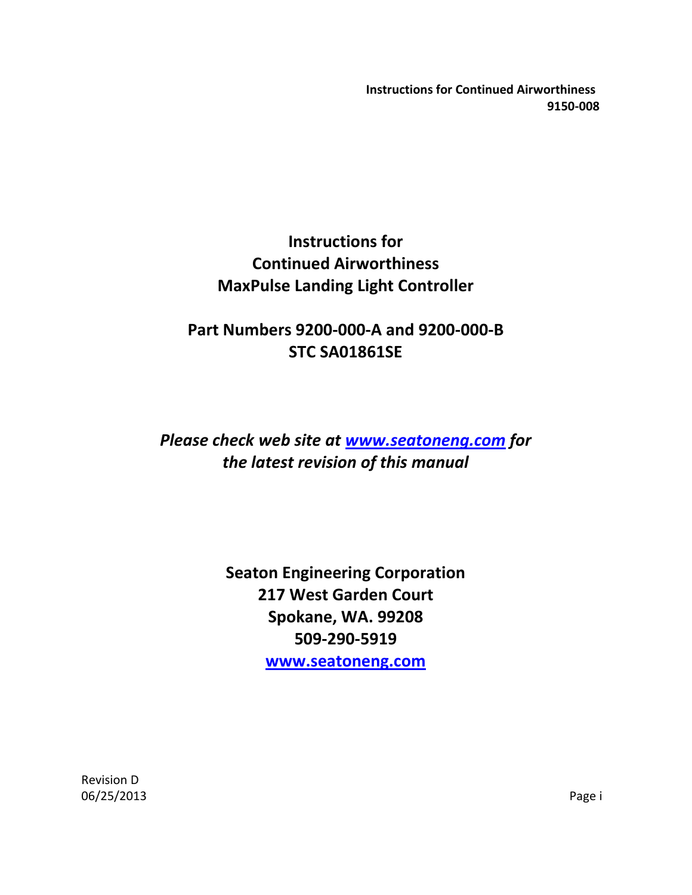# Instructions for Continued Airworthiness MaxPulse Landing Light Controller

## Part Numbers 9200-000-A and 9200-000-B
## STC SA01861SE

*Please check web site at [www.seatoneng.com](http://www.seatoneng.com) for the latest revision of this manual*

**Seaton Engineering Corporation**
**217 West Garden Court**
**Spokane, WA. 99208**
**509-290-5919**
**[www.seatoneng.com](http://www.seatoneng.com)**

Revision D
06/25/2013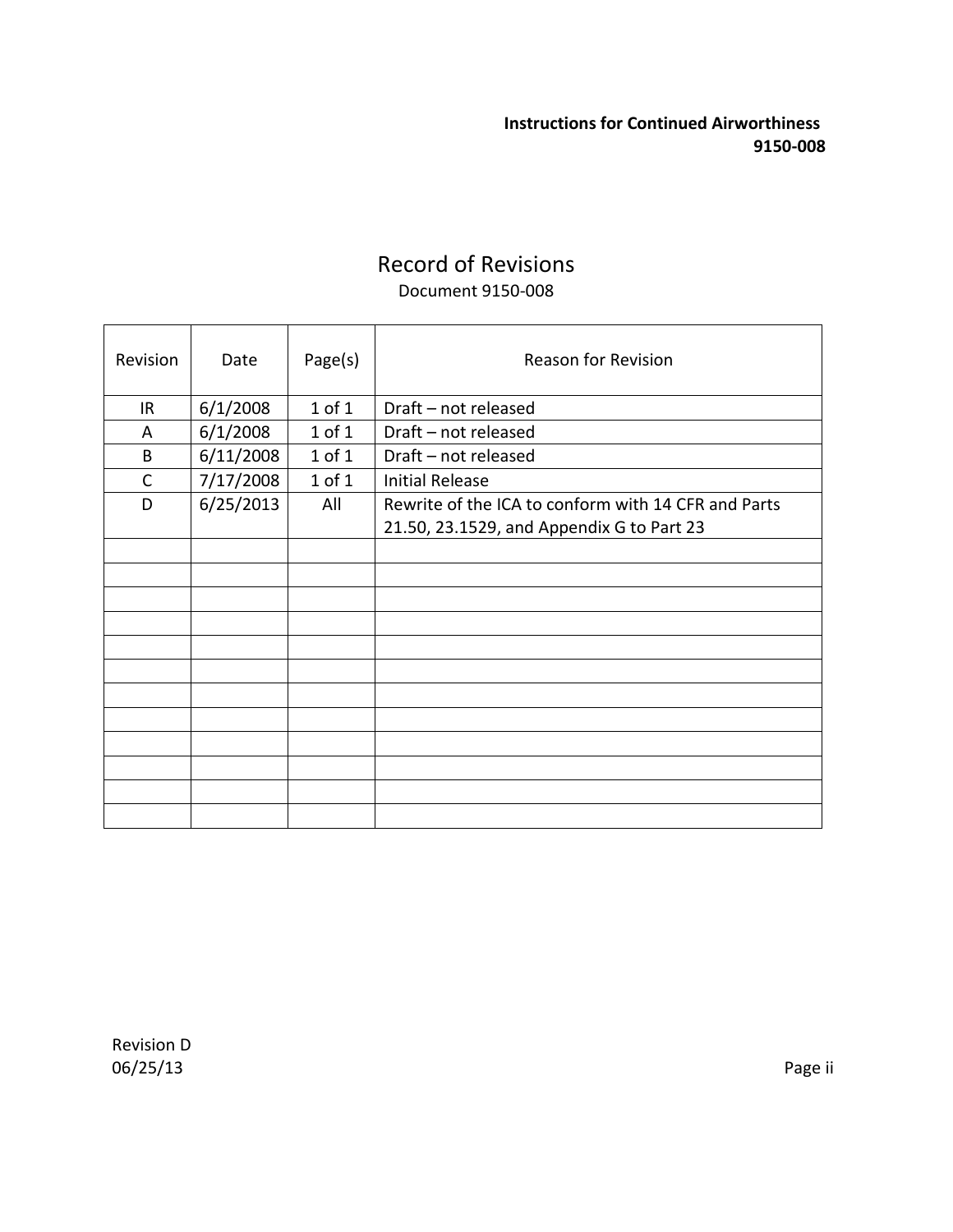# Record of Revisions

Document 9150-008

| Revision | Date | Page(s) | Reason for Revision |
|---|---|---|---|
| IR | 6/1/2008 | 1 of 1 | Draft – not released |
| A | 6/1/2008 | 1 of 1 | Draft – not released |
| B | 6/11/2008 | 1 of 1 | Draft – not released |
| C | 7/17/2008 | 1 of 1 | Initial Release |
| D | 6/25/2013 | All | Rewrite of the ICA to conform with 14 CFR and Parts 21.50, 23.1529, and Appendix G to Part 23 |
| | | | |
| | | | |
| | | | |
| | | | |
| | | | |
| | | | |
| | | | |
| | | | |
| | | | |
| | | | |
| | | | |
| | | | |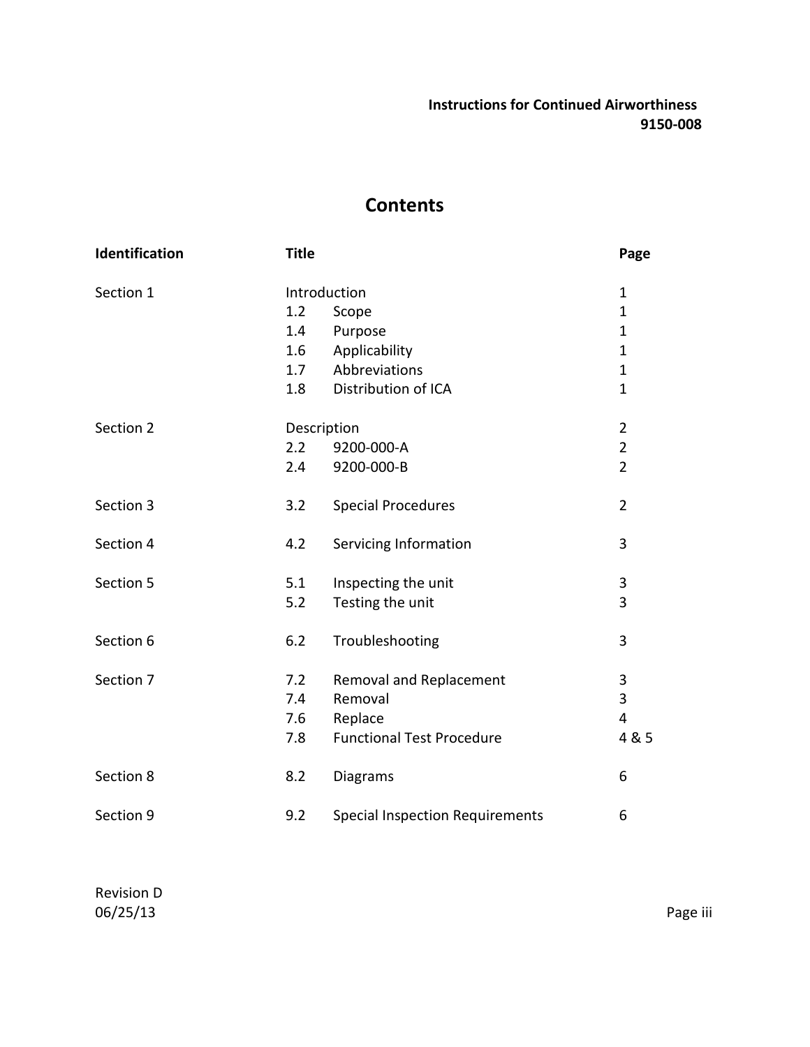# Contents

| Identification | Title | Page |
|---|---|---|
| Section 1 | Introduction | 1 |
| | 1.2 Scope | 1 |
| | 1.4 Purpose | 1 |
| | 1.6 Applicability | 1 |
| | 1.7 Abbreviations | 1 |
| | 1.8 Distribution of ICA | 1 |
| Section 2 | Description | 2 |
| | 2.2 9200-000-A | 2 |
| | 2.4 9200-000-B | 2 |
| Section 3 | 3.2 Special Procedures | 2 |
| Section 4 | 4.2 Servicing Information | 3 |
| Section 5 | 5.1 Inspecting the unit | 3 |
| | 5.2 Testing the unit | 3 |
| Section 6 | 6.2 Troubleshooting | 3 |
| Section 7 | 7.2 Removal and Replacement | 3 |
| | 7.4 Removal | 3 |
| | 7.6 Replace | 4 |
| | 7.8 Functional Test Procedure | 4 & 5 |
| Section 8 | 8.2 Diagrams | 6 |
| Section 9 | 9.2 Special Inspection Requirements | 6 |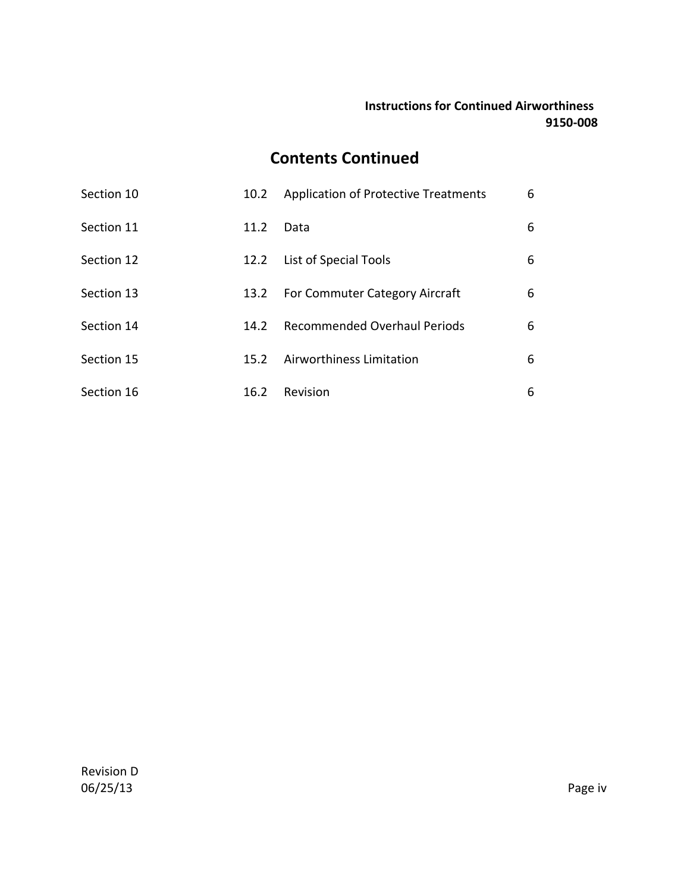## Contents Continued

| | | | |
|---|---|---|---|
| Section 10 | 10.2 | Application of Protective Treatments | 6 |
| Section 11 | 11.2 | Data | 6 |
| Section 12 | 12.2 | List of Special Tools | 6 |
| Section 13 | 13.2 | For Commuter Category Aircraft | 6 |
| Section 14 | 14.2 | Recommended Overhaul Periods | 6 |
| Section 15 | 15.2 | Airworthiness Limitation | 6 |
| Section 16 | 16.2 | Revision | 6 |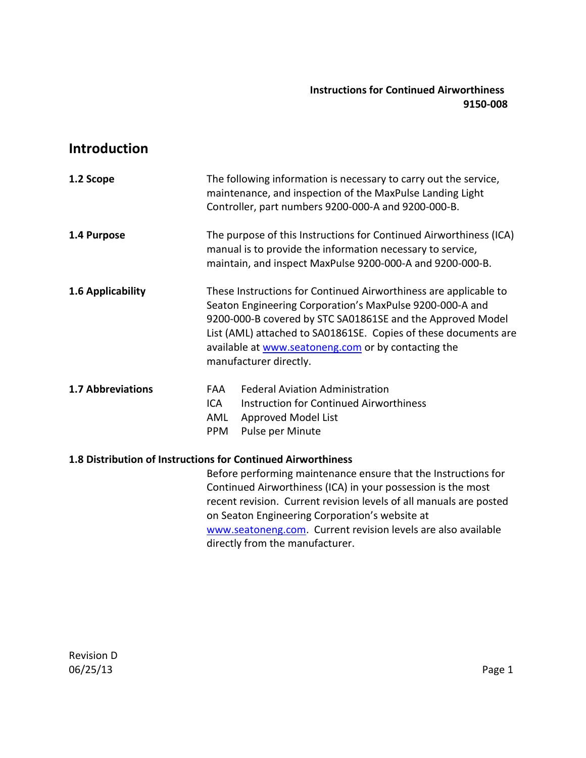# Introduction

**1.2 Scope**

The following information is necessary to carry out the service, maintenance, and inspection of the MaxPulse Landing Light Controller, part numbers 9200-000-A and 9200-000-B.

**1.4 Purpose**

The purpose of this Instructions for Continued Airworthiness (ICA) manual is to provide the information necessary to service, maintain, and inspect MaxPulse 9200-000-A and 9200-000-B.

**1.6 Applicability**

These Instructions for Continued Airworthiness are applicable to Seaton Engineering Corporation's MaxPulse 9200-000-A and 9200-000-B covered by STC SA01861SE and the Approved Model List (AML) attached to SA01861SE. Copies of these documents are available at www.seatoneng.com or by contacting the manufacturer directly.

**1.7 Abbreviations**

| | |
|---|---|
| FAA | Federal Aviation Administration |
| ICA | Instruction for Continued Airworthiness |
| AML | Approved Model List |
| PPM | Pulse per Minute |

**1.8 Distribution of Instructions for Continued Airworthiness**

Before performing maintenance ensure that the Instructions for Continued Airworthiness (ICA) in your possession is the most recent revision. Current revision levels of all manuals are posted on Seaton Engineering Corporation's website at www.seatoneng.com. Current revision levels are also available directly from the manufacturer.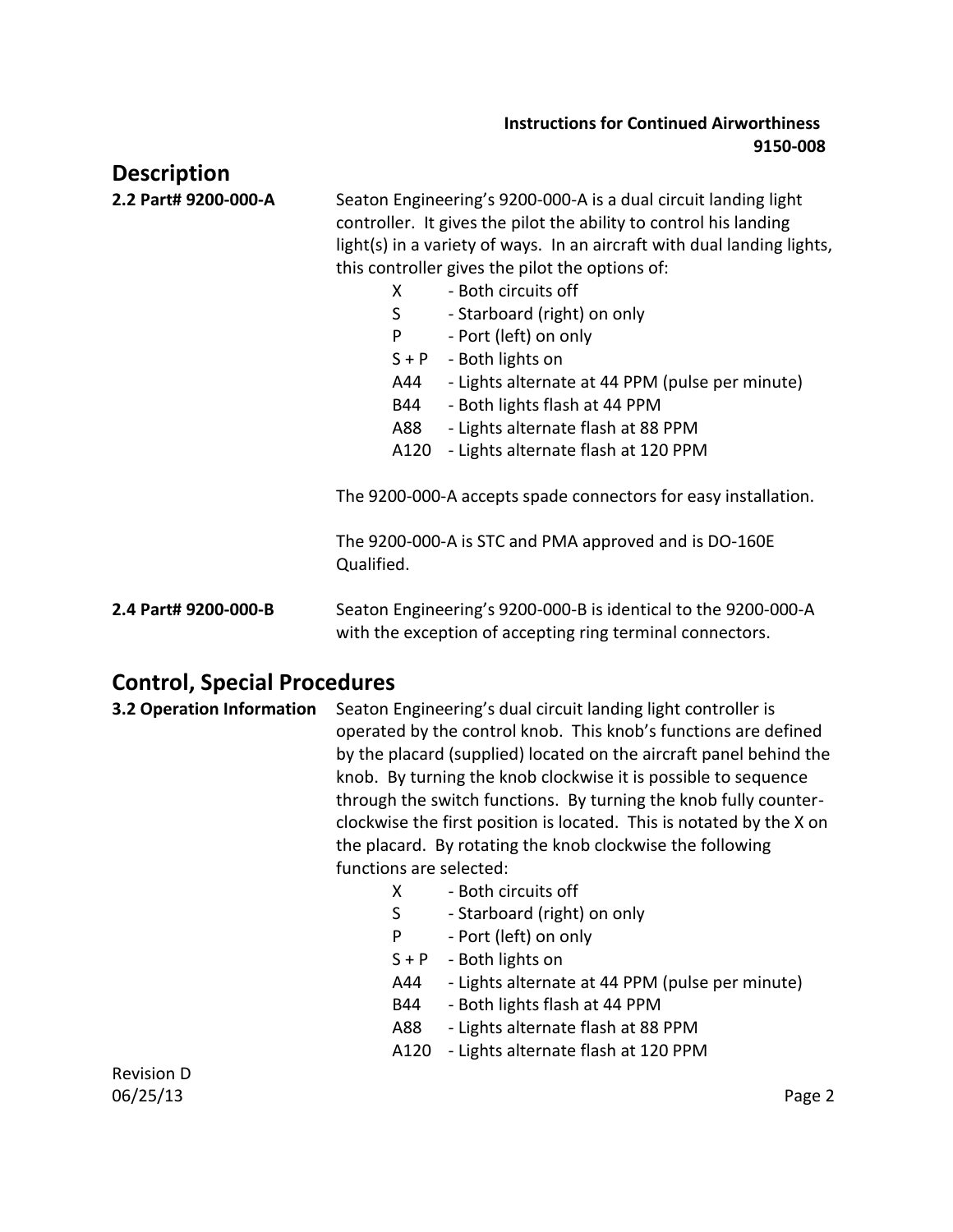## Description

**2.2 Part# 9200-000-A**

Seaton Engineering's 9200-000-A is a dual circuit landing light controller. It gives the pilot the ability to control his landing light(s) in a variety of ways. In an aircraft with dual landing lights, this controller gives the pilot the options of:

| | |
|---|---|
| X | - Both circuits off |
| S | - Starboard (right) on only |
| P | - Port (left) on only |
| S + P | - Both lights on |
| A44 | - Lights alternate at 44 PPM (pulse per minute) |
| B44 | - Both lights flash at 44 PPM |
| A88 | - Lights alternate flash at 88 PPM |
| A120 | - Lights alternate flash at 120 PPM |

The 9200-000-A accepts spade connectors for easy installation.

The 9200-000-A is STC and PMA approved and is DO-160E Qualified.

**2.4 Part# 9200-000-B**

Seaton Engineering's 9200-000-B is identical to the 9200-000-A with the exception of accepting ring terminal connectors.

## Control, Special Procedures

**3.2 Operation Information**

Seaton Engineering's dual circuit landing light controller is operated by the control knob. This knob's functions are defined by the placard (supplied) located on the aircraft panel behind the knob. By turning the knob clockwise it is possible to sequence through the switch functions. By turning the knob fully counter-clockwise the first position is located. This is notated by the X on the placard. By rotating the knob clockwise the following functions are selected:

| | |
|---|---|
| X | - Both circuits off |
| S | - Starboard (right) on only |
| P | - Port (left) on only |
| S + P | - Both lights on |
| A44 | - Lights alternate at 44 PPM (pulse per minute) |
| B44 | - Both lights flash at 44 PPM |
| A88 | - Lights alternate flash at 88 PPM |
| A120 | - Lights alternate flash at 120 PPM |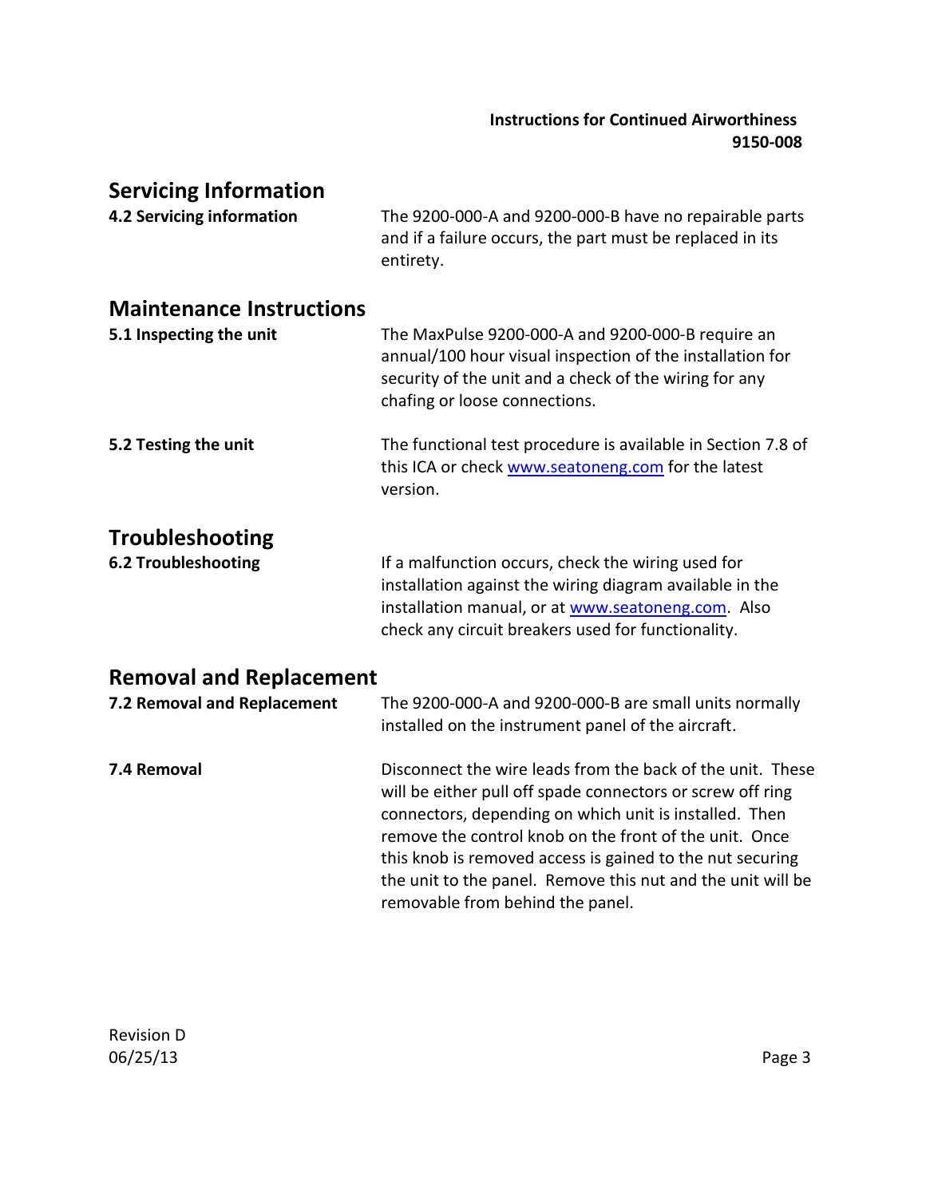## Servicing Information

**4.2 Servicing information**

The 9200-000-A and 9200-000-B have no repairable parts and if a failure occurs, the part must be replaced in its entirety.

## Maintenance Instructions

**5.1 Inspecting the unit**

The MaxPulse 9200-000-A and 9200-000-B require an annual/100 hour visual inspection of the installation for security of the unit and a check of the wiring for any chafing or loose connections.

**5.2 Testing the unit**

The functional test procedure is available in Section 7.8 of this ICA or check [www.seatoneng.com](http://www.seatoneng.com) for the latest version.

## Troubleshooting

**6.2 Troubleshooting**

If a malfunction occurs, check the wiring used for installation against the wiring diagram available in the installation manual, or at [www.seatoneng.com](http://www.seatoneng.com). Also check any circuit breakers used for functionality.

## Removal and Replacement

**7.2 Removal and Replacement**

The 9200-000-A and 9200-000-B are small units normally installed on the instrument panel of the aircraft.

**7.4 Removal**

Disconnect the wire leads from the back of the unit. These will be either pull off spade connectors or screw off ring connectors, depending on which unit is installed. Then remove the control knob on the front of the unit. Once this knob is removed access is gained to the nut securing the unit to the panel. Remove this nut and the unit will be removable from behind the panel.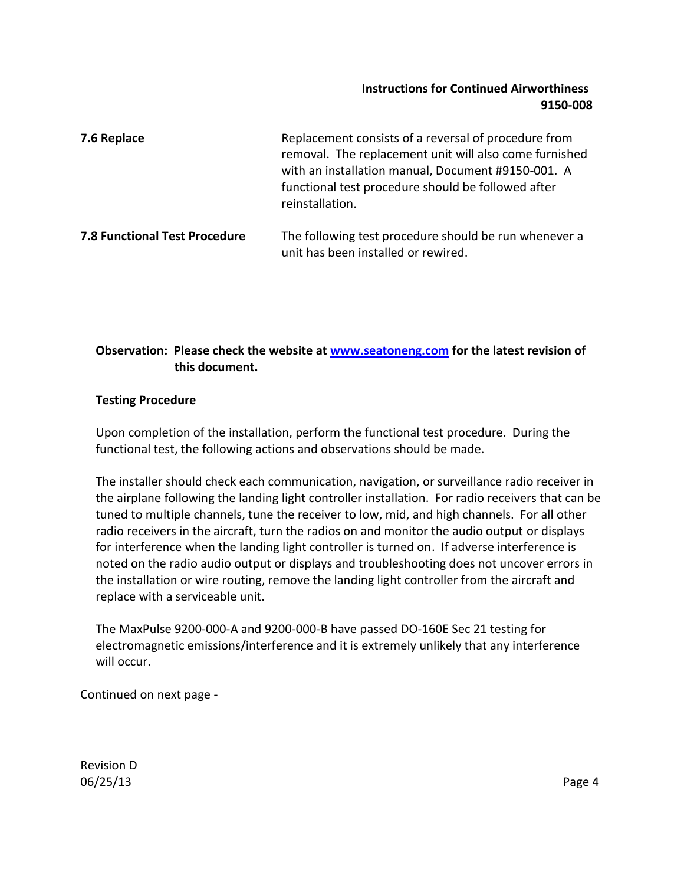**7.6 Replace**

Replacement consists of a reversal of procedure from removal. The replacement unit will also come furnished with an installation manual, Document #9150-001. A functional test procedure should be followed after reinstallation.

**7.8 Functional Test Procedure**

The following test procedure should be run whenever a unit has been installed or rewired.

**Observation: Please check the website at [www.seatoneng.com](http://www.seatoneng.com) for the latest revision of this document.**

**Testing Procedure**

Upon completion of the installation, perform the functional test procedure. During the functional test, the following actions and observations should be made.

The installer should check each communication, navigation, or surveillance radio receiver in the airplane following the landing light controller installation. For radio receivers that can be tuned to multiple channels, tune the receiver to low, mid, and high channels. For all other radio receivers in the aircraft, turn the radios on and monitor the audio output or displays for interference when the landing light controller is turned on. If adverse interference is noted on the radio audio output or displays and troubleshooting does not uncover errors in the installation or wire routing, remove the landing light controller from the aircraft and replace with a serviceable unit.

The MaxPulse 9200-000-A and 9200-000-B have passed DO-160E Sec 21 testing for electromagnetic emissions/interference and it is extremely unlikely that any interference will occur.

Continued on next page -

Revision D
06/25/13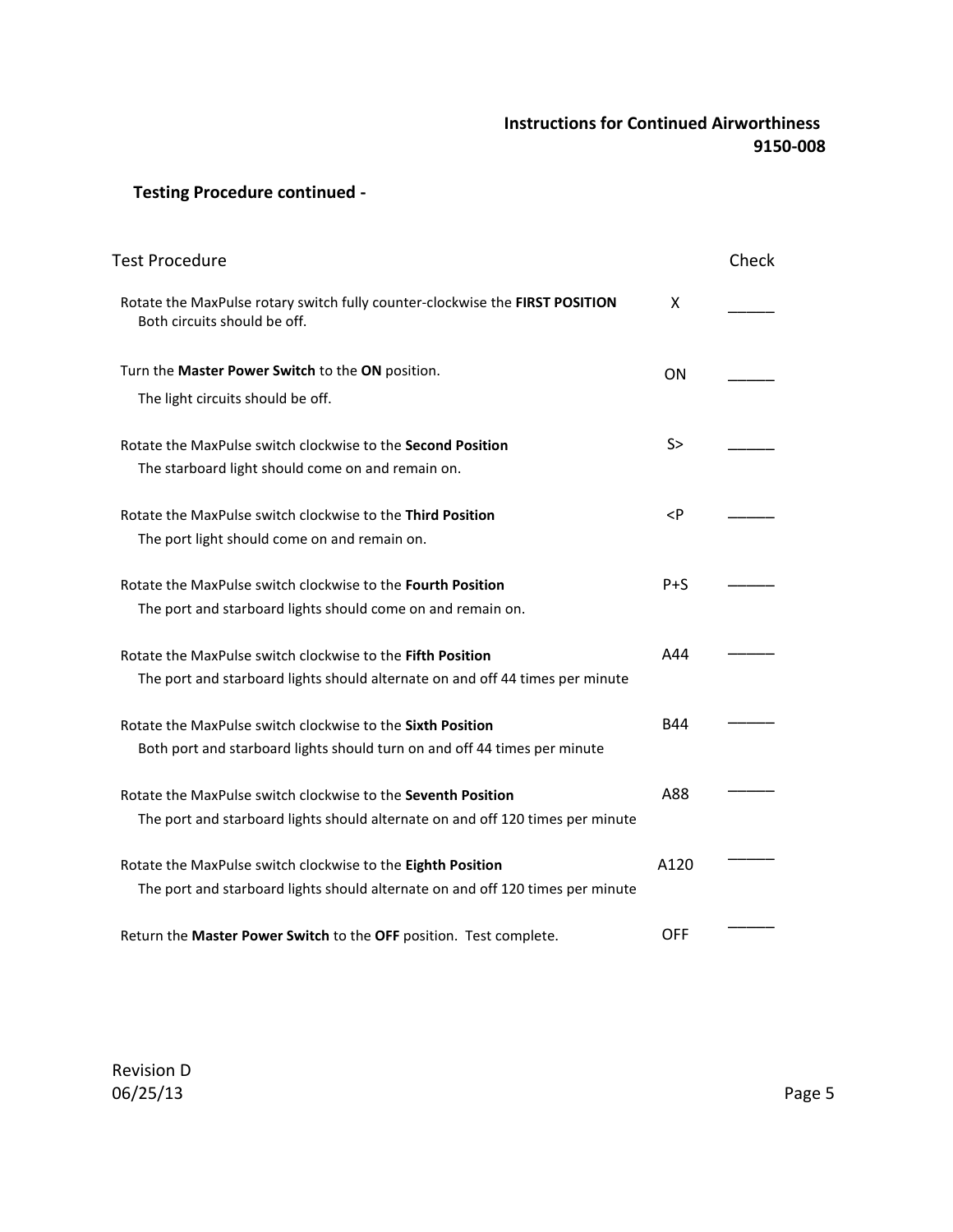### Testing Procedure continued -

| Test Procedure | | Check |
|---|---|---|
| Rotate the MaxPulse rotary switch fully counter-clockwise the **FIRST POSITION**<br>Both circuits should be off. | X | _____ |
| Turn the **Master Power Switch** to the **ON** position.<br>The light circuits should be off. | ON | _____ |
| Rotate the MaxPulse switch clockwise to the **Second Position**<br>The starboard light should come on and remain on. | S> | _____ |
| Rotate the MaxPulse switch clockwise to the **Third Position**<br>The port light should come on and remain on. | <P | _____ |
| Rotate the MaxPulse switch clockwise to the **Fourth Position**<br>The port and starboard lights should come on and remain on. | P+S | _____ |
| Rotate the MaxPulse switch clockwise to the **Fifth Position**<br>The port and starboard lights should alternate on and off 44 times per minute | A44 | _____ |
| Rotate the MaxPulse switch clockwise to the **Sixth Position**<br>Both port and starboard lights should turn on and off 44 times per minute | B44 | _____ |
| Rotate the MaxPulse switch clockwise to the **Seventh Position**<br>The port and starboard lights should alternate on and off 120 times per minute | A88 | _____ |
| Rotate the MaxPulse switch clockwise to the **Eighth Position**<br>The port and starboard lights should alternate on and off 120 times per minute | A120 | _____ |
| Return the **Master Power Switch** to the **OFF** position. Test complete. | OFF | _____ |

Revision D
06/25/13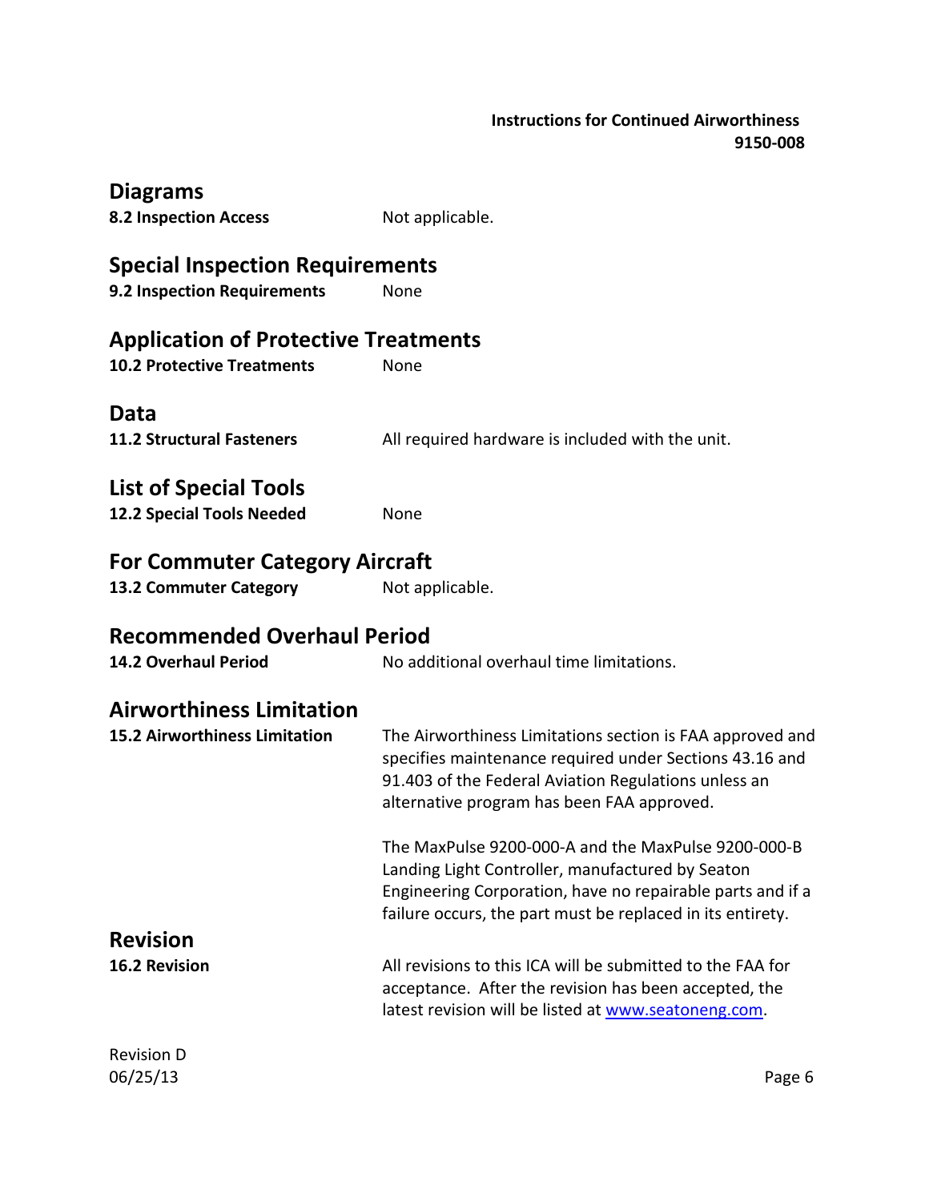## Diagrams

**8.2 Inspection Access** Not applicable.

## Special Inspection Requirements

**9.2 Inspection Requirements** None

## Application of Protective Treatments

**10.2 Protective Treatments** None

## Data

**11.2 Structural Fasteners** All required hardware is included with the unit.

## List of Special Tools

**12.2 Special Tools Needed** None

## For Commuter Category Aircraft

**13.2 Commuter Category** Not applicable.

## Recommended Overhaul Period

**14.2 Overhaul Period** No additional overhaul time limitations.

## Airworthiness Limitation

**15.2 Airworthiness Limitation** The Airworthiness Limitations section is FAA approved and specifies maintenance required under Sections 43.16 and 91.403 of the Federal Aviation Regulations unless an alternative program has been FAA approved.

The MaxPulse 9200-000-A and the MaxPulse 9200-000-B Landing Light Controller, manufactured by Seaton Engineering Corporation, have no repairable parts and if a failure occurs, the part must be replaced in its entirety.

## Revision

**16.2 Revision** All revisions to this ICA will be submitted to the FAA for acceptance. After the revision has been accepted, the latest revision will be listed at www.seatoneng.com.

Revision D
06/25/13